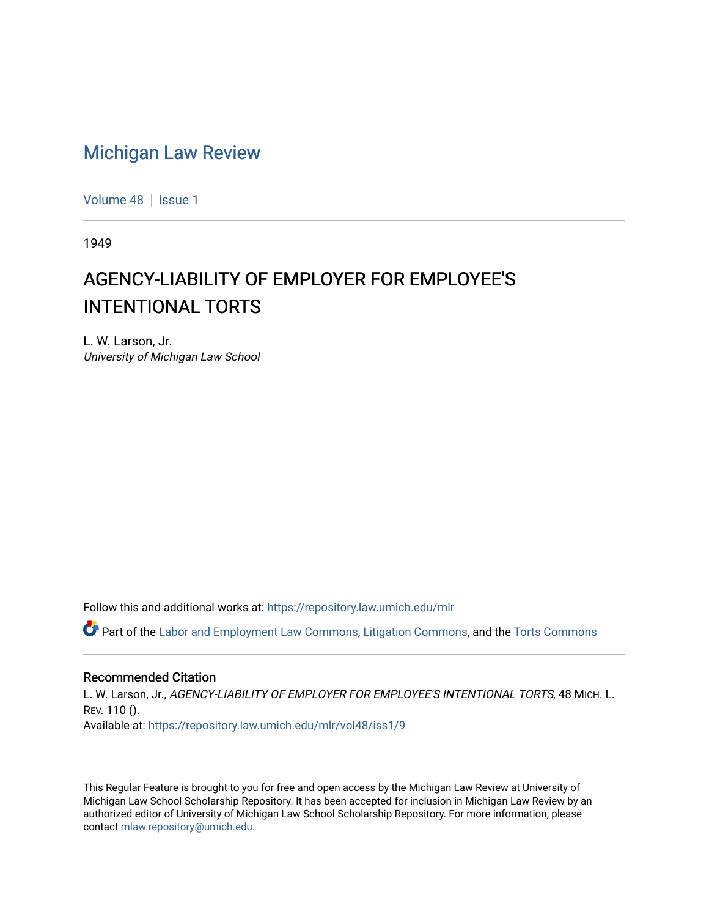# Michigan Law Review

Volume 48 | Issue 1

1949

## AGENCY-LIABILITY OF EMPLOYER FOR EMPLOYEE'S INTENTIONAL TORTS

L. W. Larson, Jr.
*University of Michigan Law School*

Follow this and additional works at: https://repository.law.umich.edu/mlr

Part of the Labor and Employment Law Commons, Litigation Commons, and the Torts Commons

### Recommended Citation

L. W. Larson, Jr., *AGENCY-LIABILITY OF EMPLOYER FOR EMPLOYEE'S INTENTIONAL TORTS*, 48 MICH. L. REV. 110 ().
Available at: https://repository.law.umich.edu/mlr/vol48/iss1/9

This Regular Feature is brought to you for free and open access by the Michigan Law Review at University of Michigan Law School Scholarship Repository. It has been accepted for inclusion in Michigan Law Review by an authorized editor of University of Michigan Law School Scholarship Repository. For more information, please contact mlaw.repository@umich.edu.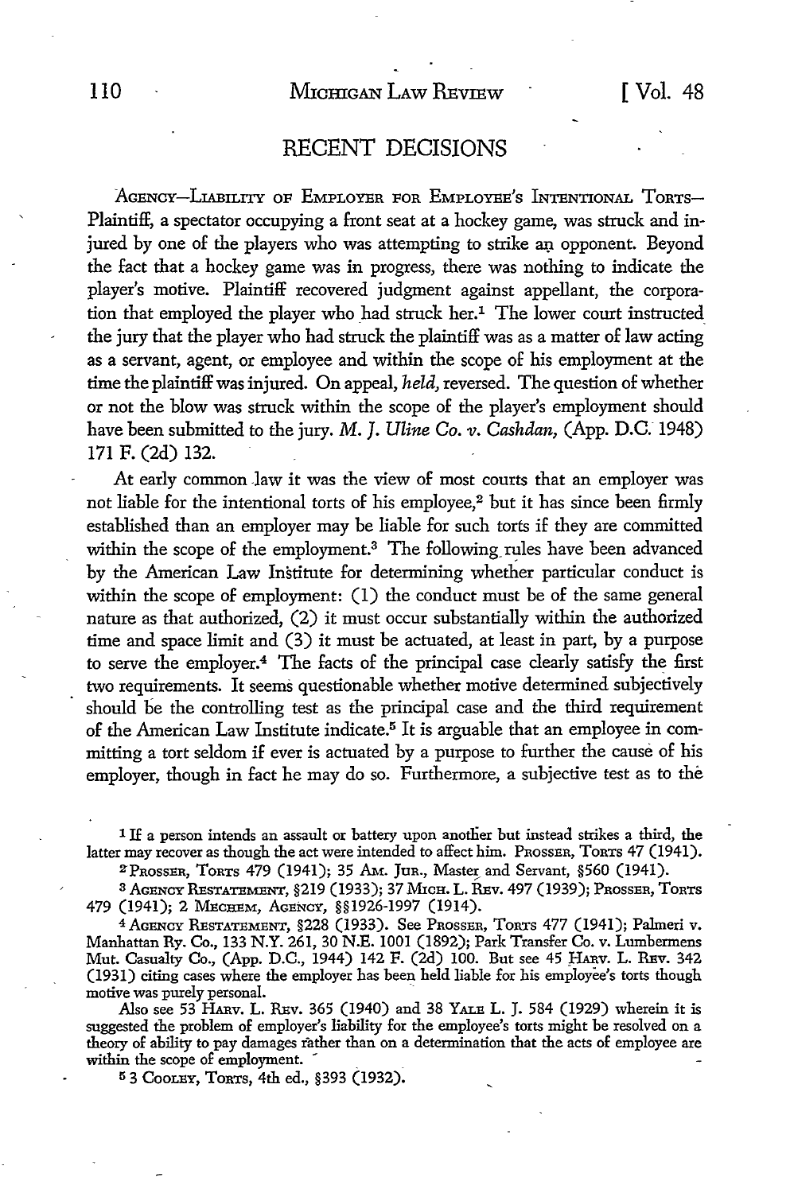## RECENT DECISIONS

AGENCY—LIABILITY OF EMPLOYER FOR EMPLOYEE'S INTENTIONAL TORTS—Plaintiff, a spectator occupying a front seat at a hockey game, was struck and injured by one of the players who was attempting to strike an opponent. Beyond the fact that a hockey game was in progress, there was nothing to indicate the player's motive. Plaintiff recovered judgment against appellant, the corporation that employed the player who had struck her.[1] The lower court instructed the jury that the player who had struck the plaintiff was as a matter of law acting as a servant, agent, or employee and within the scope of his employment at the time the plaintiff was injured. On appeal, *held,* reversed. The question of whether or not the blow was struck within the scope of the player's employment should have been submitted to the jury. *M. J. Uline Co. v. Cashdan,* (App. D.C. 1948) 171 F. (2d) 132.

At early common law it was the view of most courts that an employer was not liable for the intentional torts of his employee,[2] but it has since been firmly established than an employer may be liable for such torts if they are committed within the scope of the employment.[3] The following rules have been advanced by the American Law Institute for determining whether particular conduct is within the scope of employment: (1) the conduct must be of the same general nature as that authorized, (2) it must occur substantially within the authorized time and space limit and (3) it must be actuated, at least in part, by a purpose to serve the employer.[4] The facts of the principal case clearly satisfy the first two requirements. It seems questionable whether motive determined subjectively should be the controlling test as the principal case and the third requirement of the American Law Institute indicate.[5] It is arguable that an employee in committing a tort seldom if ever is actuated by a purpose to further the cause of his employer, though in fact he may do so. Furthermore, a subjective test as to the

---

[1] If a person intends an assault or battery upon another but instead strikes a third, the latter may recover as though the act were intended to affect him. PROSSER, TORTS 47 (1941).

[2] PROSSER, TORTS 479 (1941); 35 AM. JUR., Master and Servant, §560 (1941).

[3] AGENCY RESTATEMENT, §219 (1933); 37 MICH. L. REV. 497 (1939); PROSSER, TORTS 479 (1941); 2 MECHEM, AGENCY, §§1926-1997 (1914).

[4] AGENCY RESTATEMENT, §228 (1933). See PROSSER, TORTS 477 (1941); Palmeri v. Manhattan Ry. Co., 133 N.Y. 261, 30 N.E. 1001 (1892); Park Transfer Co. v. Lumbermens Mut. Casualty Co., (App. D.C., 1944) 142 F. (2d) 100. But see 45 HARV. L. REV. 342 (1931) citing cases where the employer has been held liable for his employee's torts though motive was purely personal.

Also see 53 HARV. L. REV. 365 (1940) and 38 YALE L. J. 584 (1929) wherein it is suggested the problem of employer's liability for the employee's torts might be resolved on a theory of ability to pay damages rather than on a determination that the acts of employee are within the scope of employment.

[5] 3 COOLEY, TORTS, 4th ed., §393 (1932).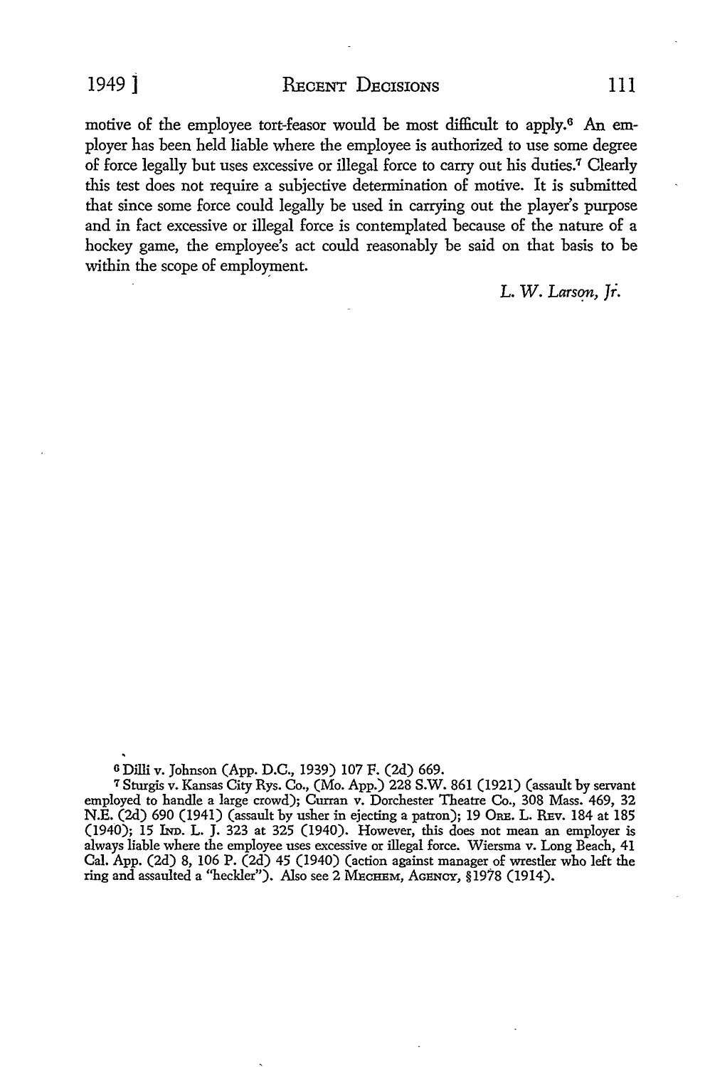motive of the employee tort-feasor would be most difficult to apply.[6] An employer has been held liable where the employee is authorized to use some degree of force legally but uses excessive or illegal force to carry out his duties.[7] Clearly this test does not require a subjective determination of motive. It is submitted that since some force could legally be used in carrying out the player's purpose and in fact excessive or illegal force is contemplated because of the nature of a hockey game, the employee's act could reasonably be said on that basis to be within the scope of employment.

*L. W. Larson, Jr.*

---

[6] Dilli v. Johnson (App. D.C., 1939) 107 F. (2d) 669.

[7] Sturgis v. Kansas City Rys. Co., (Mo. App.) 228 S.W. 861 (1921) (assault by servant employed to handle a large crowd); Curran v. Dorchester Theatre Co., 308 Mass. 469, 32 N.E. (2d) 690 (1941) (assault by usher in ejecting a patron); 19 ORE. L. REV. 184 at 185 (1940); 15 IND. L. J. 323 at 325 (1940). However, this does not mean an employer is always liable where the employee uses excessive or illegal force. Wiersma v. Long Beach, 41 Cal. App. (2d) 8, 106 P. (2d) 45 (1940) (action against manager of wrestler who left the ring and assaulted a "heckler"). Also see 2 MECHEM, AGENCY, §1978 (1914).